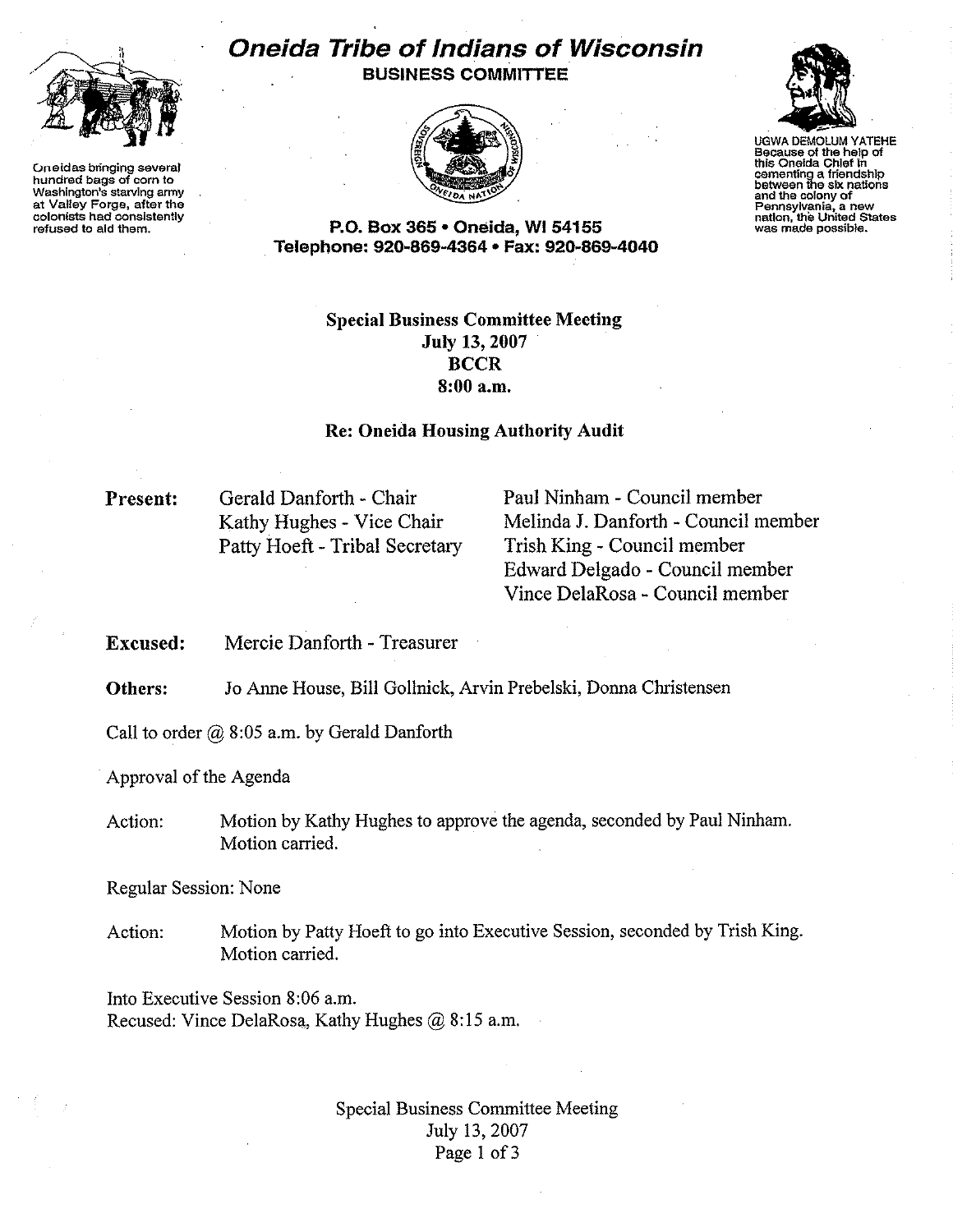# Oneida Tribe of Indians of Wisconsin

**BUSINESS COMMITTEE**

Oneidas bringing several hundred bags of corn to Washington's starving army at Valley Forge, after the colonists had consistently refused to aid them.

UGWA DEMOLUM YATEHE
Because of the help of this Oneida Chief in cementing a friendship between the six nations and the colony of Pennsylvania, a new nation, the United States was made possible.

**P.O. Box 365 • Oneida, WI 54155**
**Telephone: 920-869-4364 • Fax: 920-869-4040**

**Special Business Committee Meeting**
**July 13, 2007**
**BCCR**
**8:00 a.m.**

**Re: Oneida Housing Authority Audit**

**Present:**
Gerald Danforth - Chair
Kathy Hughes - Vice Chair
Patty Hoeft - Tribal Secretary
Paul Ninham - Council member
Melinda J. Danforth - Council member
Trish King - Council member
Edward Delgado - Council member
Vince DelaRosa - Council member

**Excused:** Mercie Danforth - Treasurer

**Others:** Jo Anne House, Bill Gollnick, Arvin Prebelski, Donna Christensen

Call to order @ 8:05 a.m. by Gerald Danforth

Approval of the Agenda

Action: Motion by Kathy Hughes to approve the agenda, seconded by Paul Ninham. Motion carried.

Regular Session: None

Action: Motion by Patty Hoeft to go into Executive Session, seconded by Trish King. Motion carried.

Into Executive Session 8:06 a.m.
Recused: Vince DelaRosa, Kathy Hughes @ 8:15 a.m.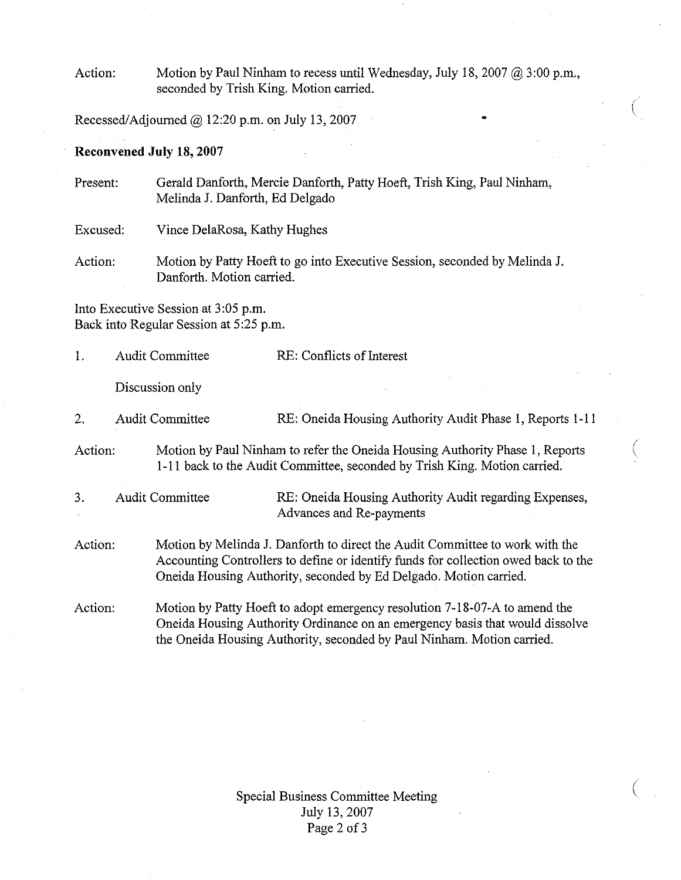Action: Motion by Paul Ninham to recess until Wednesday, July 18, 2007 @ 3:00 p.m., seconded by Trish King. Motion carried.

Recessed/Adjourned @ 12:20 p.m. on July 13, 2007

**Reconvened July 18, 2007**

Present: Gerald Danforth, Mercie Danforth, Patty Hoeft, Trish King, Paul Ninham, Melinda J. Danforth, Ed Delgado

Excused: Vince DelaRosa, Kathy Hughes

Action: Motion by Patty Hoeft to go into Executive Session, seconded by Melinda J. Danforth. Motion carried.

Into Executive Session at 3:05 p.m.
Back into Regular Session at 5:25 p.m.

1. Audit Committee RE: Conflicts of Interest

   Discussion only

2. Audit Committee RE: Oneida Housing Authority Audit Phase 1, Reports 1-11

Action: Motion by Paul Ninham to refer the Oneida Housing Authority Phase 1, Reports 1-11 back to the Audit Committee, seconded by Trish King. Motion carried.

3. Audit Committee RE: Oneida Housing Authority Audit regarding Expenses, Advances and Re-payments

Action: Motion by Melinda J. Danforth to direct the Audit Committee to work with the Accounting Controllers to define or identify funds for collection owed back to the Oneida Housing Authority, seconded by Ed Delgado. Motion carried.

Action: Motion by Patty Hoeft to adopt emergency resolution 7-18-07-A to amend the Oneida Housing Authority Ordinance on an emergency basis that would dissolve the Oneida Housing Authority, seconded by Paul Ninham. Motion carried.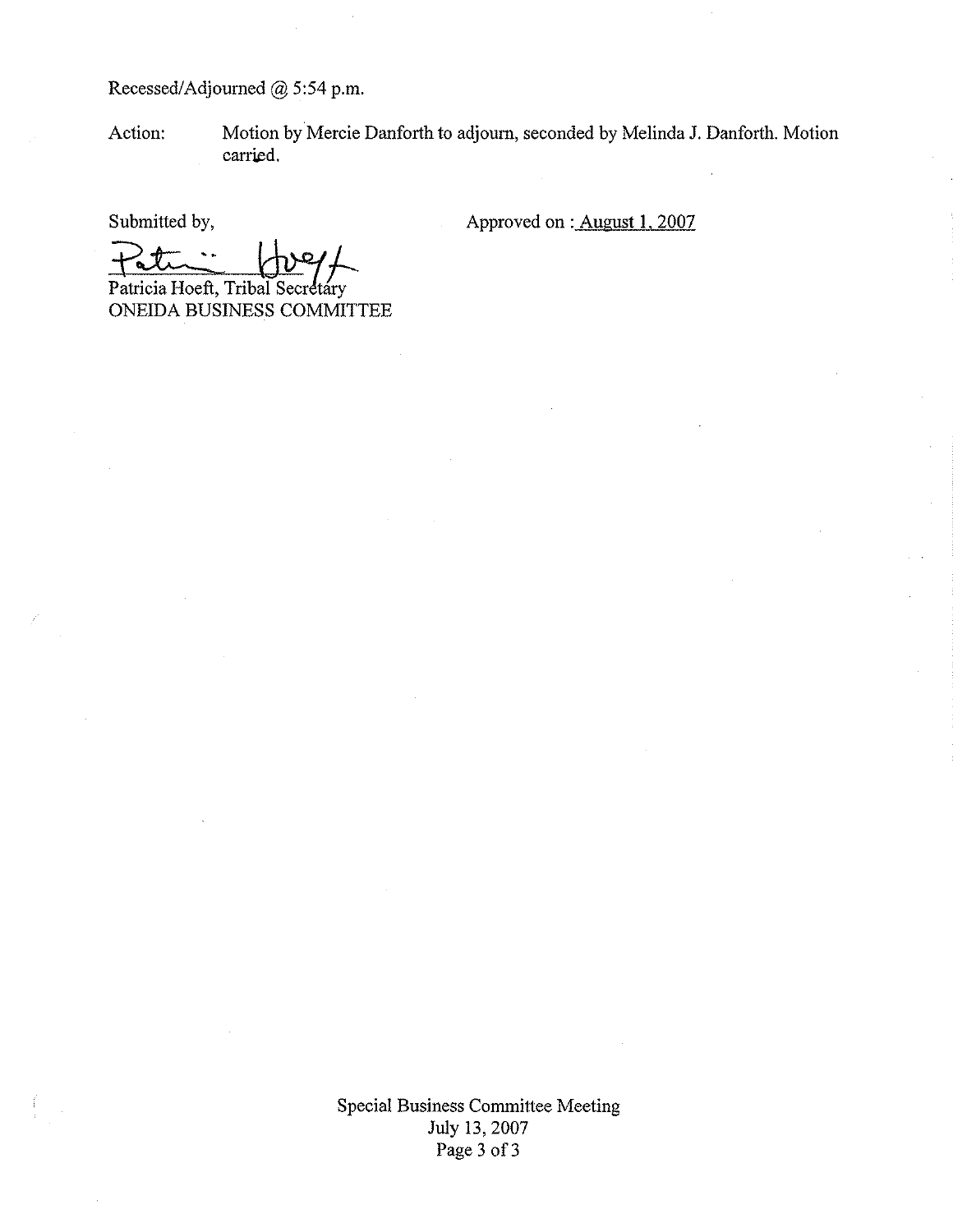Recessed/Adjourned @ 5:54 p.m.

Action: Motion by Mercie Danforth to adjourn, seconded by Melinda J. Danforth. Motion carried.

Submitted by,

Approved on : August 1, 2007

Patricia Hoeft, Tribal Secretary
ONEIDA BUSINESS COMMITTEE